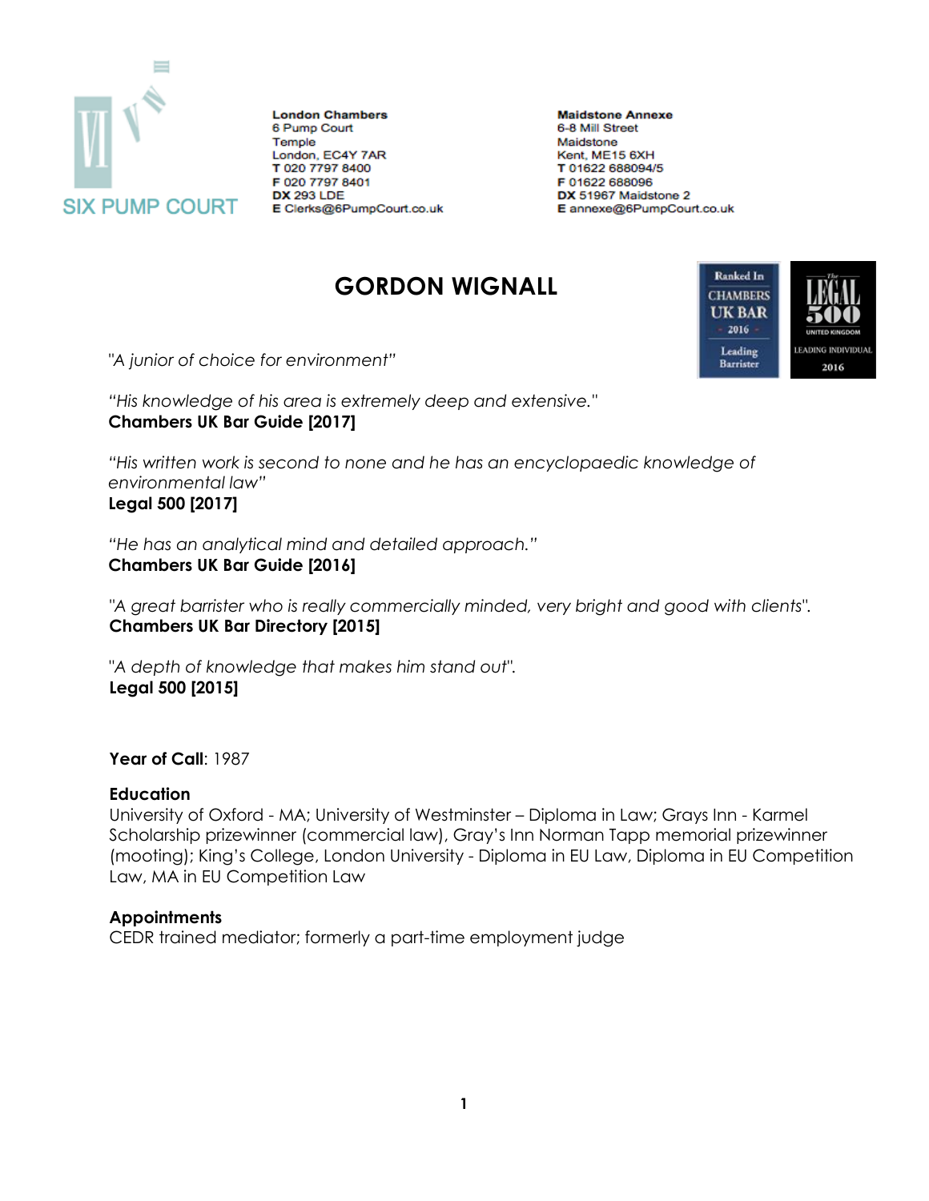SIX PUMP COURT

**London Chambers**
6 Pump Court
Temple
London, EC4Y 7AR
**T** 020 7797 8400
**F** 020 7797 8401
**DX** 293 LDE
**E** Clerks@6PumpCourt.co.uk

**Maildstone Annexe**
6-8 Mill Street
Maidstone
Kent, ME15 6XH
**T** 01622 688094/5
**F** 01622 688096
**DX** 51967 Maidstone 2
**E** annexe@6PumpCourt.co.uk

# GORDON WIGNALL

Ranked In Chambers UK Bar 2016 Leading Barrister

The Legal 500 United Kingdom Leading Individual 2016

*"A junior of choice for environment"*

*"His knowledge of his area is extremely deep and extensive."*
**Chambers UK Bar Guide [2017]**

*"His written work is second to none and he has an encyclopaedic knowledge of environmental law"*
**Legal 500 [2017]**

*"He has an analytical mind and detailed approach."*
**Chambers UK Bar Guide [2016]**

*"A great barrister who is really commercially minded, very bright and good with clients".*
**Chambers UK Bar Directory [2015]**

*"A depth of knowledge that makes him stand out".*
**Legal 500 [2015]**

**Year of Call**: 1987

**Education**
University of Oxford - MA; University of Westminster – Diploma in Law; Grays Inn - Karmel Scholarship prizewinner (commercial law), Gray's Inn Norman Tapp memorial prizewinner (mooting); King's College, London University - Diploma in EU Law, Diploma in EU Competition Law, MA in EU Competition Law

**Appointments**
CEDR trained mediator; formerly a part-time employment judge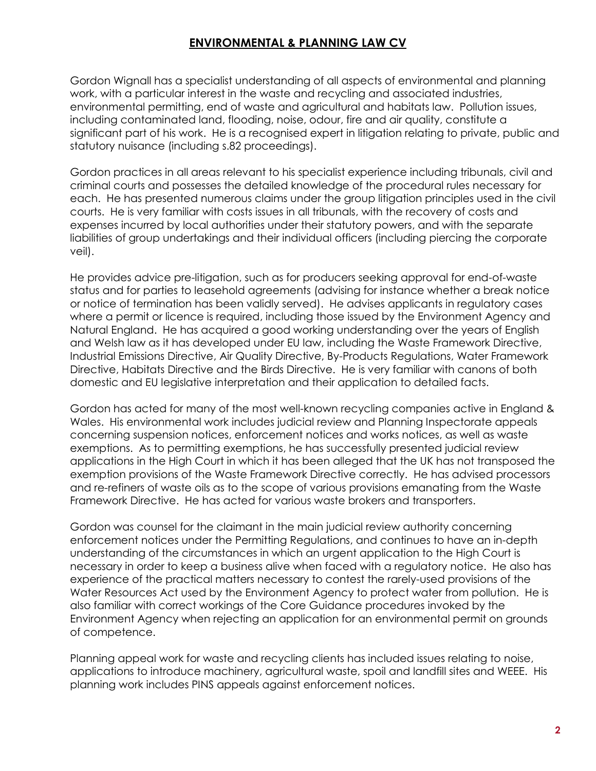# ENVIRONMENTAL & PLANNING LAW CV

Gordon Wignall has a specialist understanding of all aspects of environmental and planning work, with a particular interest in the waste and recycling and associated industries, environmental permitting, end of waste and agricultural and habitats law. Pollution issues, including contaminated land, flooding, noise, odour, fire and air quality, constitute a significant part of his work. He is a recognised expert in litigation relating to private, public and statutory nuisance (including s.82 proceedings).

Gordon practices in all areas relevant to his specialist experience including tribunals, civil and criminal courts and possesses the detailed knowledge of the procedural rules necessary for each. He has presented numerous claims under the group litigation principles used in the civil courts. He is very familiar with costs issues in all tribunals, with the recovery of costs and expenses incurred by local authorities under their statutory powers, and with the separate liabilities of group undertakings and their individual officers (including piercing the corporate veil).

He provides advice pre-litigation, such as for producers seeking approval for end-of-waste status and for parties to leasehold agreements (advising for instance whether a break notice or notice of termination has been validly served). He advises applicants in regulatory cases where a permit or licence is required, including those issued by the Environment Agency and Natural England. He has acquired a good working understanding over the years of English and Welsh law as it has developed under EU law, including the Waste Framework Directive, Industrial Emissions Directive, Air Quality Directive, By-Products Regulations, Water Framework Directive, Habitats Directive and the Birds Directive. He is very familiar with canons of both domestic and EU legislative interpretation and their application to detailed facts.

Gordon has acted for many of the most well-known recycling companies active in England & Wales. His environmental work includes judicial review and Planning Inspectorate appeals concerning suspension notices, enforcement notices and works notices, as well as waste exemptions. As to permitting exemptions, he has successfully presented judicial review applications in the High Court in which it has been alleged that the UK has not transposed the exemption provisions of the Waste Framework Directive correctly. He has advised processors and re-refiners of waste oils as to the scope of various provisions emanating from the Waste Framework Directive. He has acted for various waste brokers and transporters.

Gordon was counsel for the claimant in the main judicial review authority concerning enforcement notices under the Permitting Regulations, and continues to have an in-depth understanding of the circumstances in which an urgent application to the High Court is necessary in order to keep a business alive when faced with a regulatory notice. He also has experience of the practical matters necessary to contest the rarely-used provisions of the Water Resources Act used by the Environment Agency to protect water from pollution. He is also familiar with correct workings of the Core Guidance procedures invoked by the Environment Agency when rejecting an application for an environmental permit on grounds of competence.

Planning appeal work for waste and recycling clients has included issues relating to noise, applications to introduce machinery, agricultural waste, spoil and landfill sites and WEEE. His planning work includes PINS appeals against enforcement notices.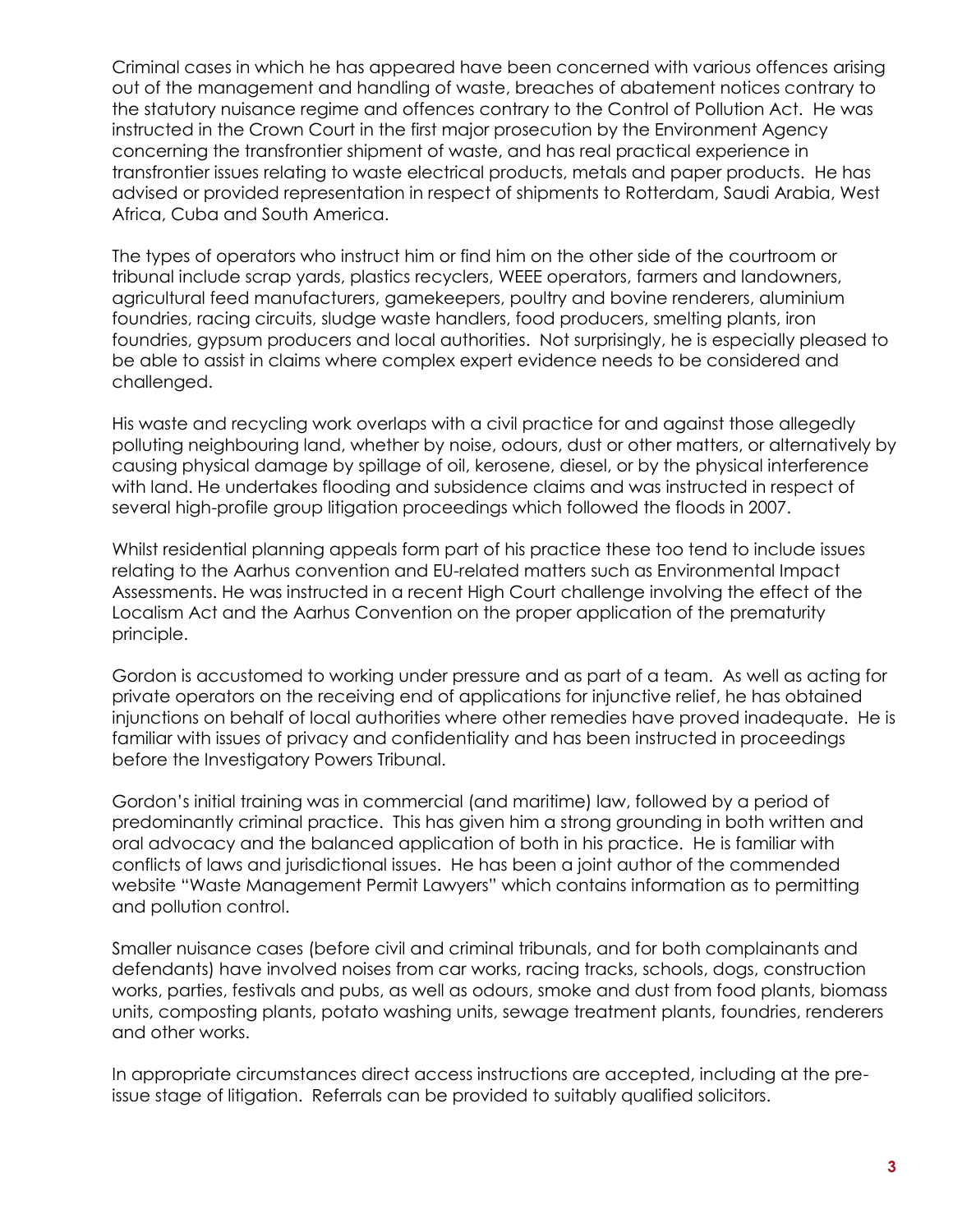Criminal cases in which he has appeared have been concerned with various offences arising out of the management and handling of waste, breaches of abatement notices contrary to the statutory nuisance regime and offences contrary to the Control of Pollution Act. He was instructed in the Crown Court in the first major prosecution by the Environment Agency concerning the transfrontier shipment of waste, and has real practical experience in transfrontier issues relating to waste electrical products, metals and paper products. He has advised or provided representation in respect of shipments to Rotterdam, Saudi Arabia, West Africa, Cuba and South America.

The types of operators who instruct him or find him on the other side of the courtroom or tribunal include scrap yards, plastics recyclers, WEEE operators, farmers and landowners, agricultural feed manufacturers, gamekeepers, poultry and bovine renderers, aluminium foundries, racing circuits, sludge waste handlers, food producers, smelting plants, iron foundries, gypsum producers and local authorities. Not surprisingly, he is especially pleased to be able to assist in claims where complex expert evidence needs to be considered and challenged.

His waste and recycling work overlaps with a civil practice for and against those allegedly polluting neighbouring land, whether by noise, odours, dust or other matters, or alternatively by causing physical damage by spillage of oil, kerosene, diesel, or by the physical interference with land. He undertakes flooding and subsidence claims and was instructed in respect of several high-profile group litigation proceedings which followed the floods in 2007.

Whilst residential planning appeals form part of his practice these too tend to include issues relating to the Aarhus convention and EU-related matters such as Environmental Impact Assessments. He was instructed in a recent High Court challenge involving the effect of the Localism Act and the Aarhus Convention on the proper application of the prematurity principle.

Gordon is accustomed to working under pressure and as part of a team. As well as acting for private operators on the receiving end of applications for injunctive relief, he has obtained injunctions on behalf of local authorities where other remedies have proved inadequate. He is familiar with issues of privacy and confidentiality and has been instructed in proceedings before the Investigatory Powers Tribunal.

Gordon's initial training was in commercial (and maritime) law, followed by a period of predominantly criminal practice. This has given him a strong grounding in both written and oral advocacy and the balanced application of both in his practice. He is familiar with conflicts of laws and jurisdictional issues. He has been a joint author of the commended website "Waste Management Permit Lawyers" which contains information as to permitting and pollution control.

Smaller nuisance cases (before civil and criminal tribunals, and for both complainants and defendants) have involved noises from car works, racing tracks, schools, dogs, construction works, parties, festivals and pubs, as well as odours, smoke and dust from food plants, biomass units, composting plants, potato washing units, sewage treatment plants, foundries, renderers and other works.

In appropriate circumstances direct access instructions are accepted, including at the pre-issue stage of litigation. Referrals can be provided to suitably qualified solicitors.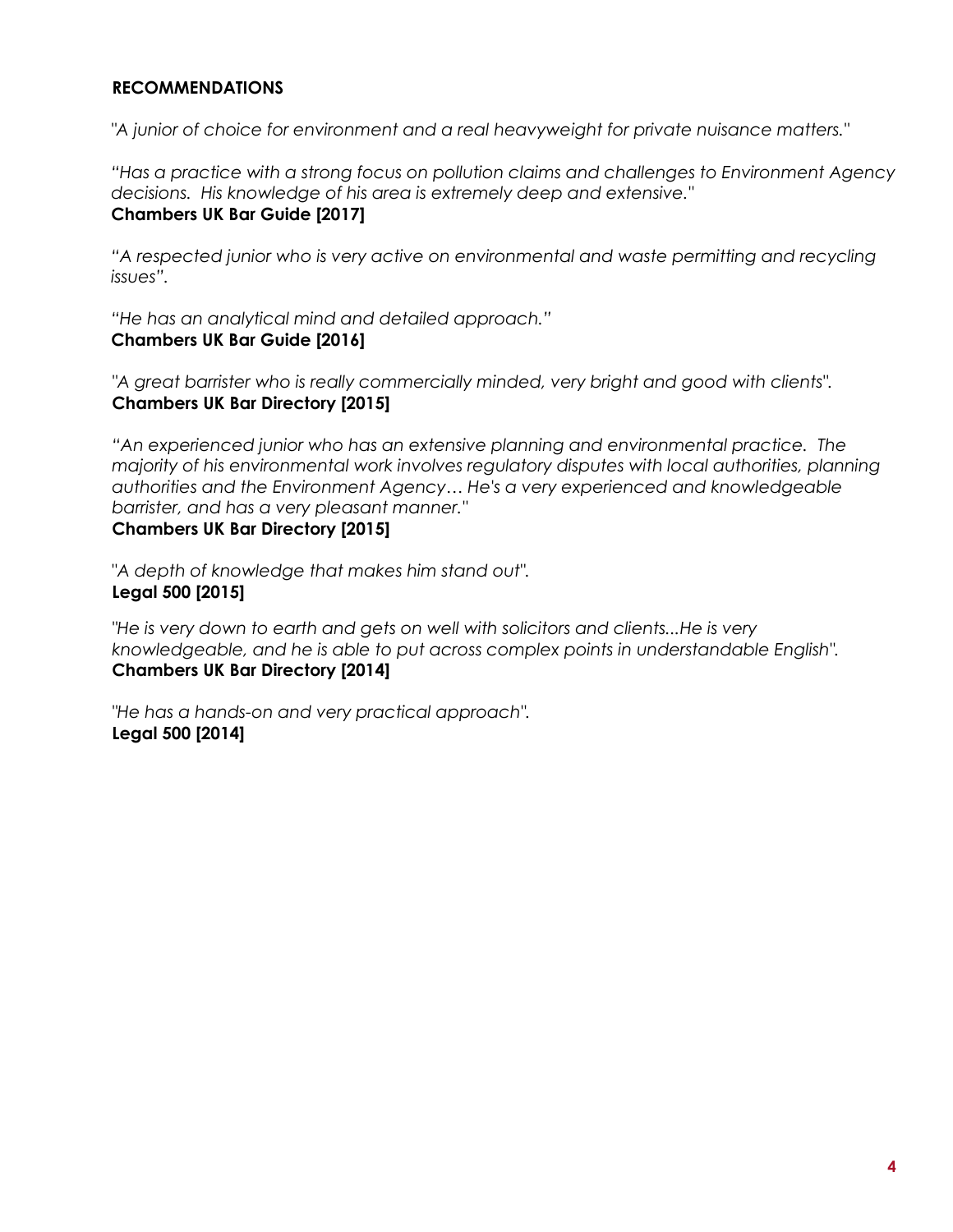## RECOMMENDATIONS

*"A junior of choice for environment and a real heavyweight for private nuisance matters."*

*"Has a practice with a strong focus on pollution claims and challenges to Environment Agency decisions. His knowledge of his area is extremely deep and extensive."*
**Chambers UK Bar Guide [2017]**

*"A respected junior who is very active on environmental and waste permitting and recycling issues".*

*"He has an analytical mind and detailed approach."*
**Chambers UK Bar Guide [2016]**

*"A great barrister who is really commercially minded, very bright and good with clients".*
**Chambers UK Bar Directory [2015]**

*"An experienced junior who has an extensive planning and environmental practice. The majority of his environmental work involves regulatory disputes with local authorities, planning authorities and the Environment Agency… He's a very experienced and knowledgeable barrister, and has a very pleasant manner."*
**Chambers UK Bar Directory [2015]**

*"A depth of knowledge that makes him stand out".*
**Legal 500 [2015]**

*"He is very down to earth and gets on well with solicitors and clients...He is very knowledgeable, and he is able to put across complex points in understandable English".*
**Chambers UK Bar Directory [2014]**

*"He has a hands-on and very practical approach".*
**Legal 500 [2014]**